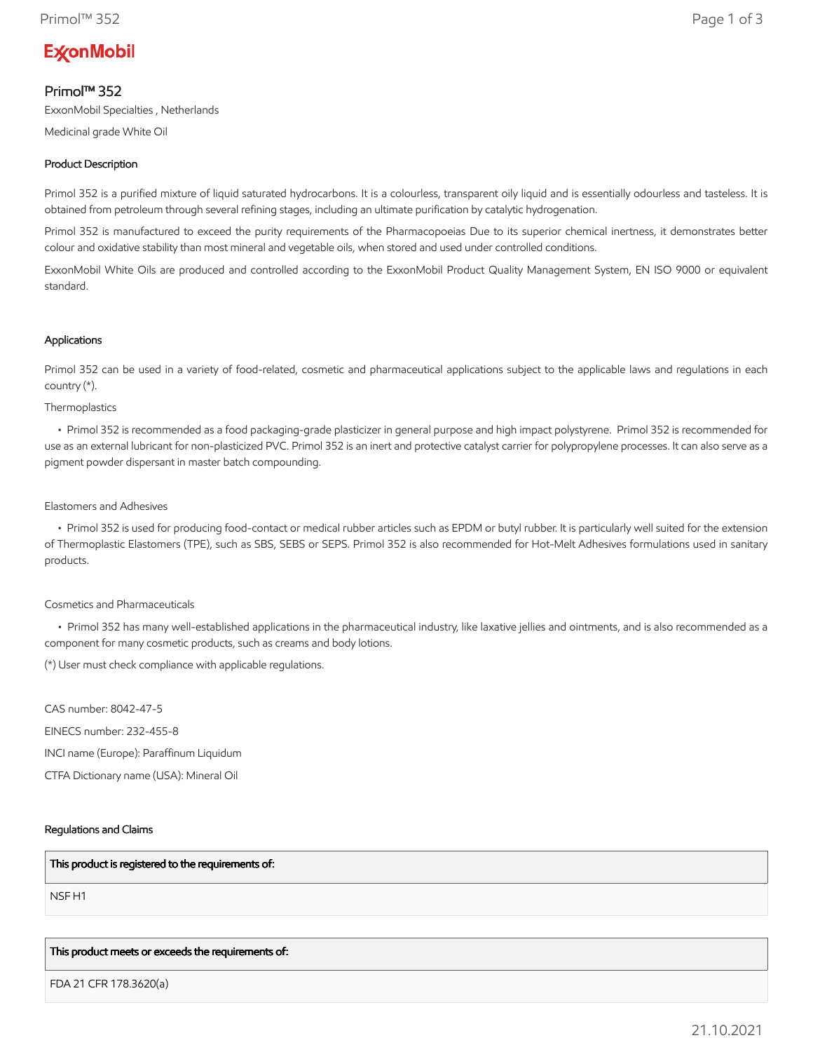ExxonMobil

# Primol™ 352

ExxonMobil Specialties , Netherlands

Medicinal grade White Oil

## Product Description

Primol 352 is a purified mixture of liquid saturated hydrocarbons. It is a colourless, transparent oily liquid and is essentially odourless and tasteless. It is obtained from petroleum through several refining stages, including an ultimate purification by catalytic hydrogenation.

Primol 352 is manufactured to exceed the purity requirements of the Pharmacopoeias Due to its superior chemical inertness, it demonstrates better colour and oxidative stability than most mineral and vegetable oils, when stored and used under controlled conditions.

ExxonMobil White Oils are produced and controlled according to the ExxonMobil Product Quality Management System, EN ISO 9000 or equivalent standard.

## Applications

Primol 352 can be used in a variety of food-related, cosmetic and pharmaceutical applications subject to the applicable laws and regulations in each country (*).

Thermoplastics

- Primol 352 is recommended as a food packaging-grade plasticizer in general purpose and high impact polystyrene. Primol 352 is recommended for use as an external lubricant for non-plasticized PVC. Primol 352 is an inert and protective catalyst carrier for polypropylene processes. It can also serve as a pigment powder dispersant in master batch compounding.

Elastomers and Adhesives

- Primol 352 is used for producing food-contact or medical rubber articles such as EPDM or butyl rubber. It is particularly well suited for the extension of Thermoplastic Elastomers (TPE), such as SBS, SEBS or SEPS. Primol 352 is also recommended for Hot-Melt Adhesives formulations used in sanitary products.

Cosmetics and Pharmaceuticals

- Primol 352 has many well-established applications in the pharmaceutical industry, like laxative jellies and ointments, and is also recommended as a component for many cosmetic products, such as creams and body lotions.

(*) User must check compliance with applicable regulations.

CAS number: 8042-47-5

EINECS number: 232-455-8

INCI name (Europe): Paraffinum Liquidum

CTFA Dictionary name (USA): Mineral Oil

## Regulations and Claims

| This product is registered to the requirements of: |
| --- |
| NSF H1 |

| This product meets or exceeds the requirements of: |
| --- |
| FDA 21 CFR 178.3620(a) |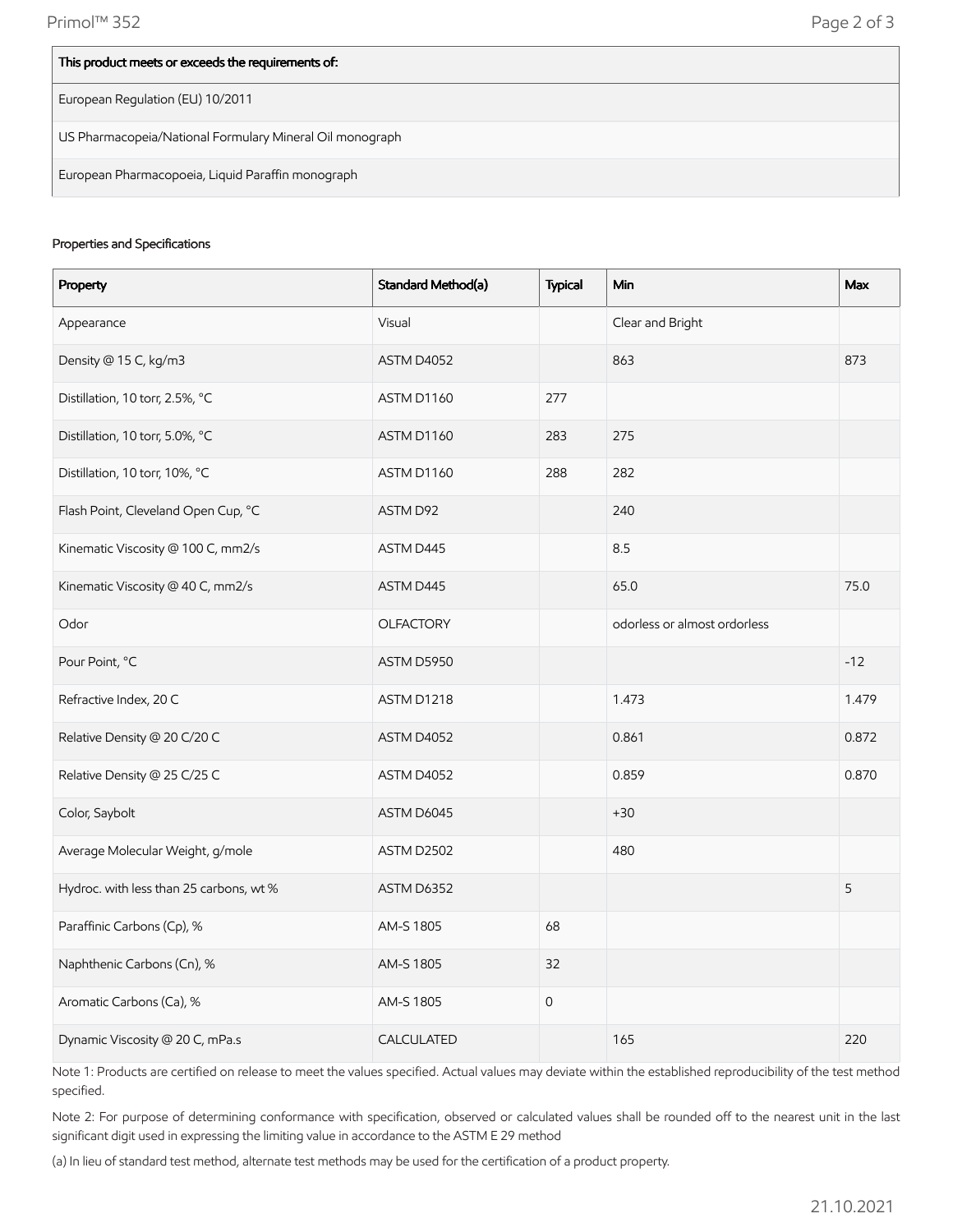| This product meets or exceeds the requirements of: |
|---|
| European Regulation (EU) 10/2011 |
| US Pharmacopeia/National Formulary Mineral Oil monograph |
| European Pharmacopoeia, Liquid Paraffin monograph |

Properties and Specifications

| Property | Standard Method(a) | Typical | Min | Max |
|---|---|---|---|---|
| Appearance | Visual | | Clear and Bright | |
| Density @ 15 C, kg/m3 | ASTM D4052 | | 863 | 873 |
| Distillation, 10 torr, 2.5%, °C | ASTM D1160 | 277 | | |
| Distillation, 10 torr, 5.0%, °C | ASTM D1160 | 283 | 275 | |
| Distillation, 10 torr, 10%, °C | ASTM D1160 | 288 | 282 | |
| Flash Point, Cleveland Open Cup, °C | ASTM D92 | | 240 | |
| Kinematic Viscosity @ 100 C, mm2/s | ASTM D445 | | 8.5 | |
| Kinematic Viscosity @ 40 C, mm2/s | ASTM D445 | | 65.0 | 75.0 |
| Odor | OLFACTORY | | odorless or almost ordorless | |
| Pour Point, °C | ASTM D5950 | | | -12 |
| Refractive Index, 20 C | ASTM D1218 | | 1.473 | 1.479 |
| Relative Density @ 20 C/20 C | ASTM D4052 | | 0.861 | 0.872 |
| Relative Density @ 25 C/25 C | ASTM D4052 | | 0.859 | 0.870 |
| Color, Saybolt | ASTM D6045 | | +30 | |
| Average Molecular Weight, g/mole | ASTM D2502 | | 480 | |
| Hydroc. with less than 25 carbons, wt % | ASTM D6352 | | | 5 |
| Paraffinic Carbons (Cp), % | AM-S 1805 | 68 | | |
| Naphthenic Carbons (Cn), % | AM-S 1805 | 32 | | |
| Aromatic Carbons (Ca), % | AM-S 1805 | 0 | | |
| Dynamic Viscosity @ 20 C, mPa.s | CALCULATED | | 165 | 220 |

Note 1: Products are certified on release to meet the values specified. Actual values may deviate within the established reproducibility of the test method specified.

Note 2: For purpose of determining conformance with specification, observed or calculated values shall be rounded off to the nearest unit in the last significant digit used in expressing the limiting value in accordance to the ASTM E 29 method

(a) In lieu of standard test method, alternate test methods may be used for the certification of a product property.

21.10.2021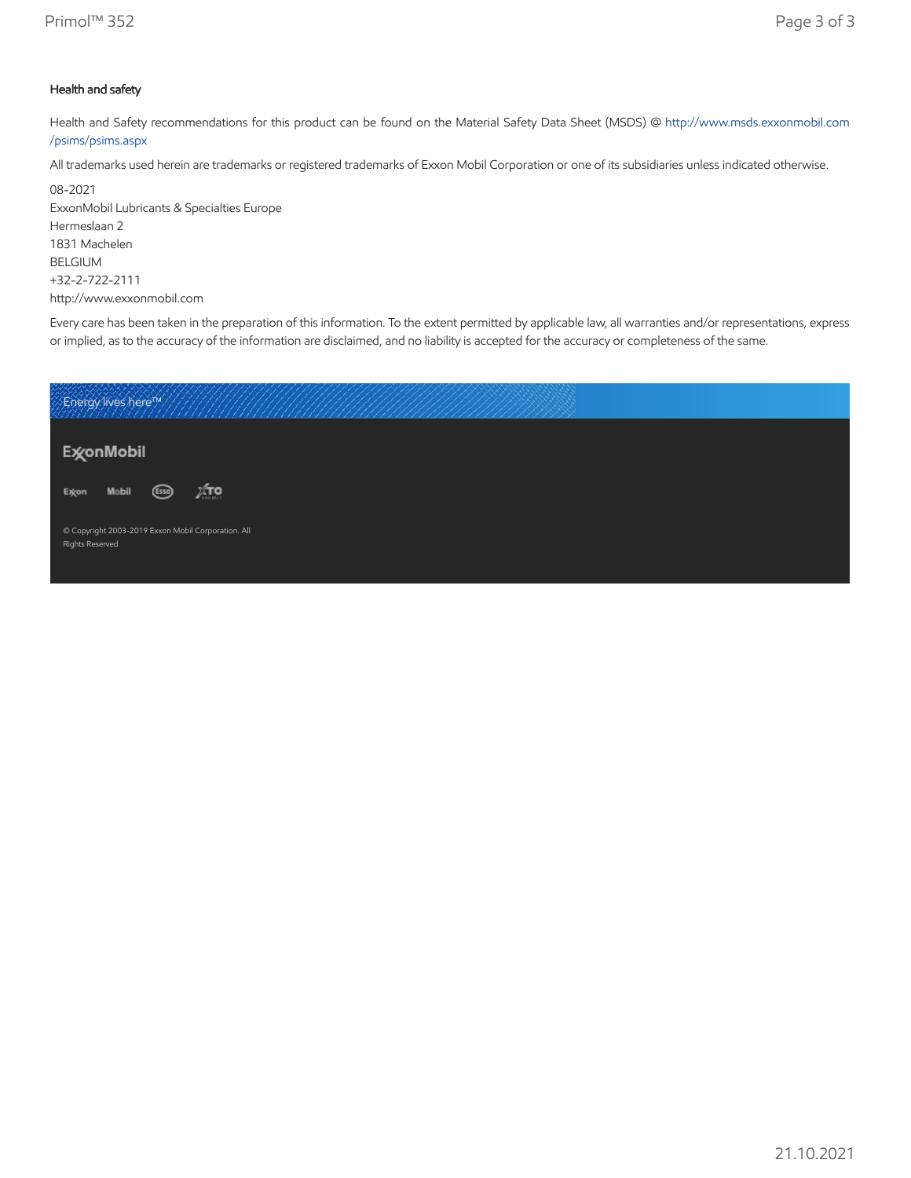### Health and safety

Health and Safety recommendations for this product can be found on the Material Safety Data Sheet (MSDS) @ http://www.msds.exxonmobil.com/psims/psims.aspx

All trademarks used herein are trademarks or registered trademarks of Exxon Mobil Corporation or one of its subsidiaries unless indicated otherwise.

08-2021
ExxonMobil Lubricants & Specialties Europe
Hermeslaan 2
1831 Machelen
BELGIUM
+32-2-722-2111
http://www.exxonmobil.com

Every care has been taken in the preparation of this information. To the extent permitted by applicable law, all warranties and/or representations, express or implied, as to the accuracy of the information are disclaimed, and no liability is accepted for the accuracy or completeness of the same.

Energy lives here™

ExxonMobil

Exxon Mobil Esso XTO

© Copyright 2003-2019 Exxon Mobil Corporation. All Rights Reserved